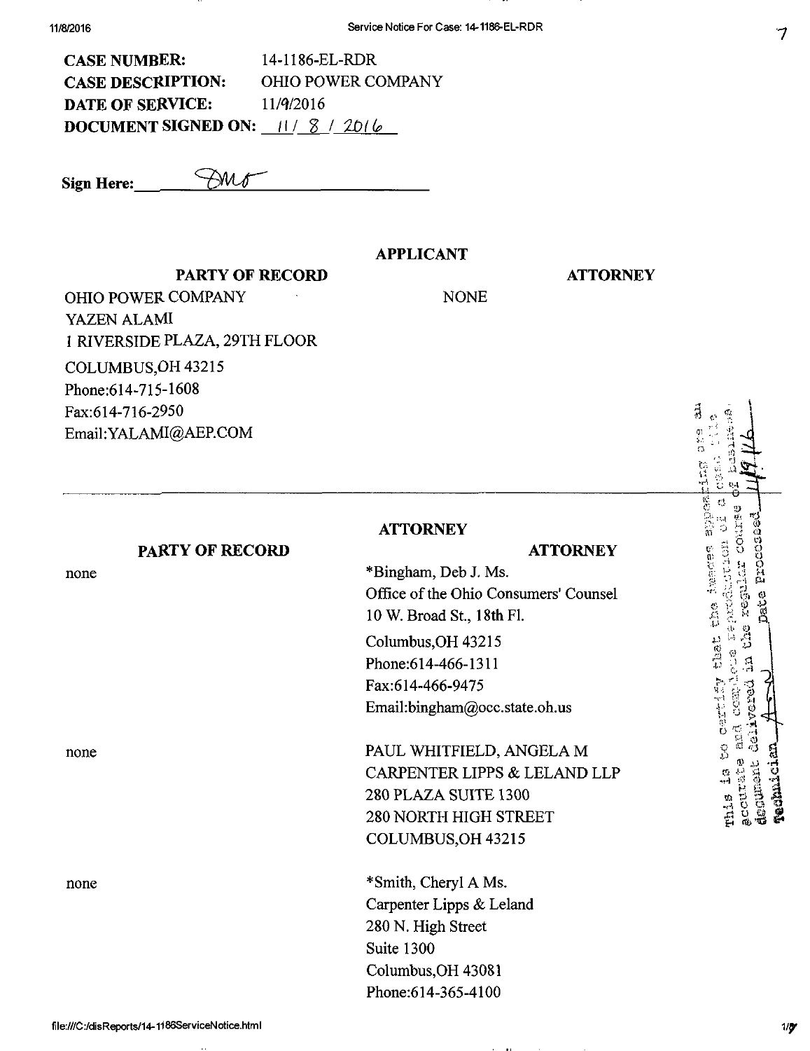**CASE NUMBER:** 14-1186-EL-RDR
**CASE DESCRIPTION:** OHIO POWER COMPANY
**DATE OF SERVICE:** 11/9/2016
**DOCUMENT SIGNED ON:** 11/ 8 / 2016

**Sign Here:** ________________

## APPLICANT

| PARTY OF RECORD | ATTORNEY |
|---|---|
| OHIO POWER COMPANY<br>YAZEN ALAMI<br>1 RIVERSIDE PLAZA, 29TH FLOOR<br>COLUMBUS,OH 43215<br>Phone:614-715-1608<br>Fax:614-716-2950<br>Email:YALAMI@AEP.COM | NONE |

This is to certify that the images appearing are an accurate and complete reproduction of a case file document delivered in the regular course of business. Technician ____ Date Processed 11/9/16

## ATTORNEY

| PARTY OF RECORD | ATTORNEY |
|---|---|
| none | *Bingham, Deb J. Ms.<br>Office of the Ohio Consumers' Counsel<br>10 W. Broad St., 18th Fl.<br>Columbus,OH 43215<br>Phone:614-466-1311<br>Fax:614-466-9475<br>Email:bingham@occ.state.oh.us |
| none | PAUL WHITFIELD, ANGELA M<br>CARPENTER LIPPS & LELAND LLP<br>280 PLAZA SUITE 1300<br>280 NORTH HIGH STREET<br>COLUMBUS,OH 43215 |
| none | *Smith, Cheryl A Ms.<br>Carpenter Lipps & Leland<br>280 N. High Street<br>Suite 1300<br>Columbus,OH 43081<br>Phone:614-365-4100 |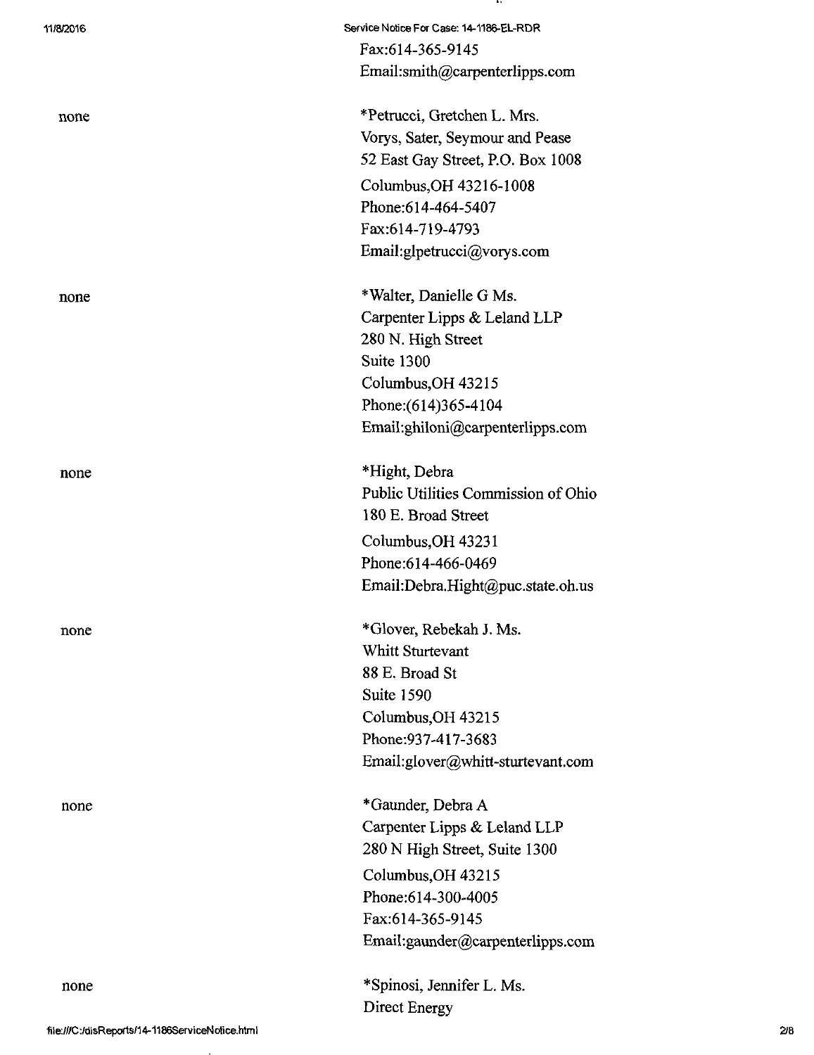Fax:614-365-9145
Email:smith@carpenterlipps.com

| | |
|---|---|
| none | *Petrucci, Gretchen L. Mrs.<br>Vorys, Sater, Seymour and Pease<br>52 East Gay Street, P.O. Box 1008<br>Columbus,OH 43216-1008<br>Phone:614-464-5407<br>Fax:614-719-4793<br>Email:glpetrucci@vorys.com |
| none | *Walter, Danielle G Ms.<br>Carpenter Lipps & Leland LLP<br>280 N. High Street<br>Suite 1300<br>Columbus,OH 43215<br>Phone:(614)365-4104<br>Email:ghiloni@carpenterlipps.com |
| none | *Hight, Debra<br>Public Utilities Commission of Ohio<br>180 E. Broad Street<br>Columbus,OH 43231<br>Phone:614-466-0469<br>Email:Debra.Hight@puc.state.oh.us |
| none | *Glover, Rebekah J. Ms.<br>Whitt Sturtevant<br>88 E. Broad St<br>Suite 1590<br>Columbus,OH 43215<br>Phone:937-417-3683<br>Email:glover@whitt-sturtevant.com |
| none | *Gaunder, Debra A<br>Carpenter Lipps & Leland LLP<br>280 N High Street, Suite 1300<br>Columbus,OH 43215<br>Phone:614-300-4005<br>Fax:614-365-9145<br>Email:gaunder@carpenterlipps.com |
| none | *Spinosi, Jennifer L. Ms.<br>Direct Energy |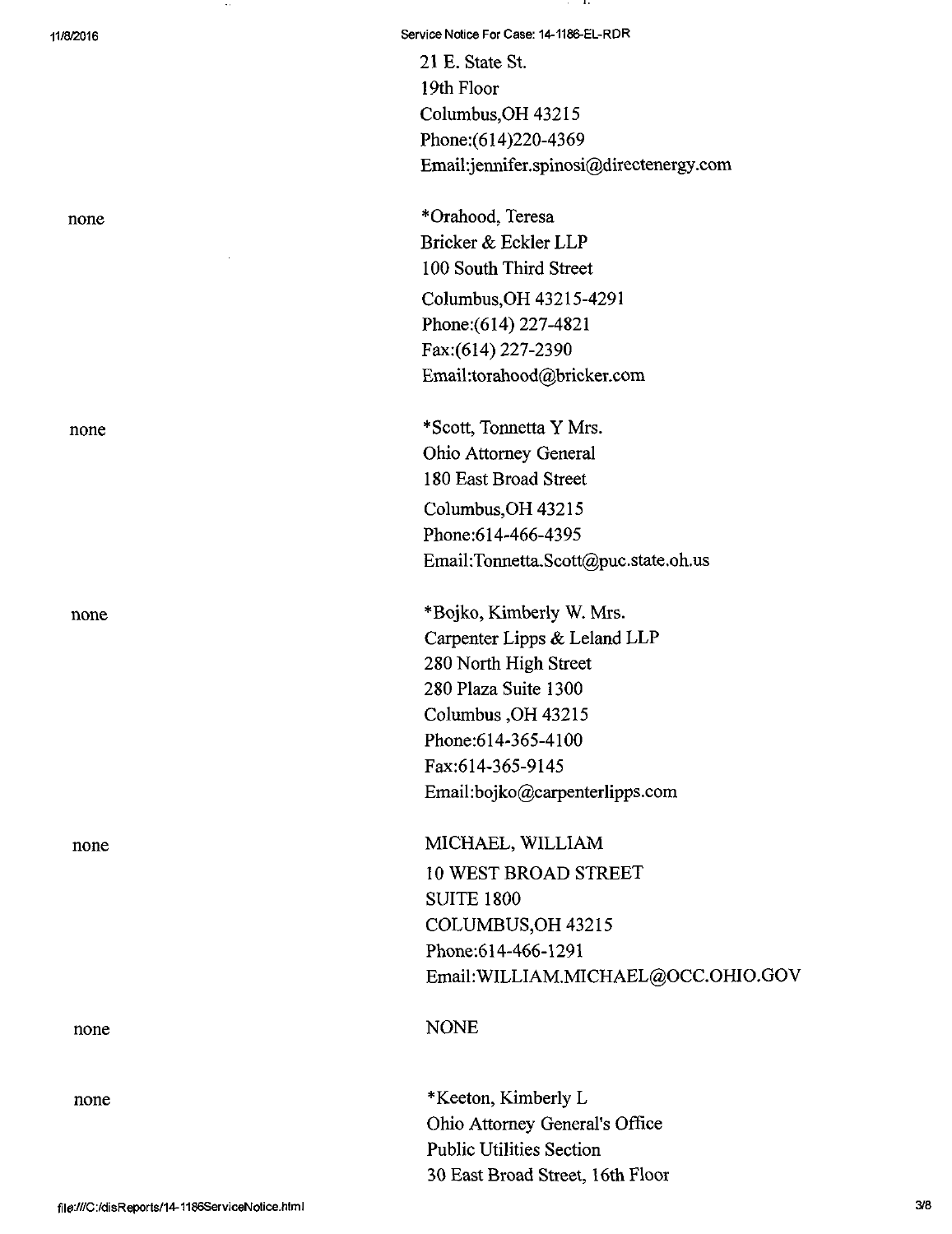| | |
|---|---|
| | 21 E. State St.<br>19th Floor<br>Columbus,OH 43215<br>Phone:(614)220-4369<br>Email:jennifer.spinosi@directenergy.com |
| none | *Orahood, Teresa<br>Bricker & Eckler LLP<br>100 South Third Street<br>Columbus,OH 43215-4291<br>Phone:(614) 227-4821<br>Fax:(614) 227-2390<br>Email:torahood@bricker.com |
| none | *Scott, Tonnetta Y Mrs.<br>Ohio Attorney General<br>180 East Broad Street<br>Columbus,OH 43215<br>Phone:614-466-4395<br>Email:Tonnetta.Scott@puc.state.oh.us |
| none | *Bojko, Kimberly W. Mrs.<br>Carpenter Lipps & Leland LLP<br>280 North High Street<br>280 Plaza Suite 1300<br>Columbus ,OH 43215<br>Phone:614-365-4100<br>Fax:614-365-9145<br>Email:bojko@carpenterlipps.com |
| none | MICHAEL, WILLIAM<br>10 WEST BROAD STREET<br>SUITE 1800<br>COLUMBUS,OH 43215<br>Phone:614-466-1291<br>Email:WILLIAM.MICHAEL@OCC.OHIO.GOV |
| none | NONE |
| none | *Keeton, Kimberly L<br>Ohio Attorney General's Office<br>Public Utilities Section<br>30 East Broad Street, 16th Floor |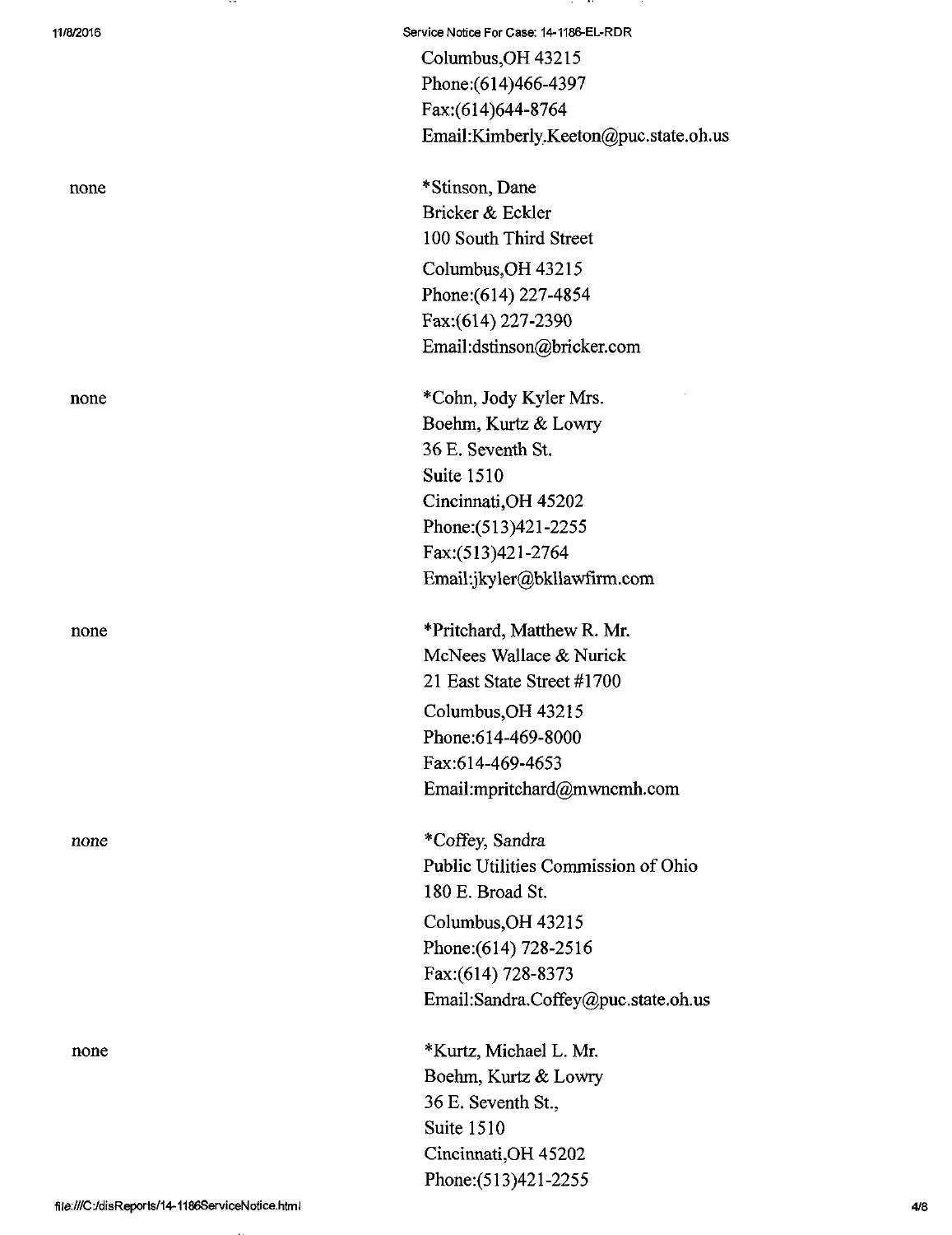Columbus,OH 43215
Phone:(614)466-4397
Fax:(614)644-8764
Email:Kimberly.Keeton@puc.state.oh.us

| | |
|---|---|
| none | *Stinson, Dane<br>Bricker & Eckler<br>100 South Third Street<br>Columbus,OH 43215<br>Phone:(614) 227-4854<br>Fax:(614) 227-2390<br>Email:dstinson@bricker.com |
| none | *Cohn, Jody Kyler Mrs.<br>Boehm, Kurtz & Lowry<br>36 E. Seventh St.<br>Suite 1510<br>Cincinnati,OH 45202<br>Phone:(513)421-2255<br>Fax:(513)421-2764<br>Email:jkyler@bkllawfirm.com |
| none | *Pritchard, Matthew R. Mr.<br>McNees Wallace & Nurick<br>21 East State Street #1700<br>Columbus,OH 43215<br>Phone:614-469-8000<br>Fax:614-469-4653<br>Email:mpritchard@mwncmh.com |
| none | *Coffey, Sandra<br>Public Utilities Commission of Ohio<br>180 E. Broad St.<br>Columbus,OH 43215<br>Phone:(614) 728-2516<br>Fax:(614) 728-8373<br>Email:Sandra.Coffey@puc.state.oh.us |
| none | *Kurtz, Michael L. Mr.<br>Boehm, Kurtz & Lowry<br>36 E. Seventh St.,<br>Suite 1510<br>Cincinnati,OH 45202<br>Phone:(513)421-2255 |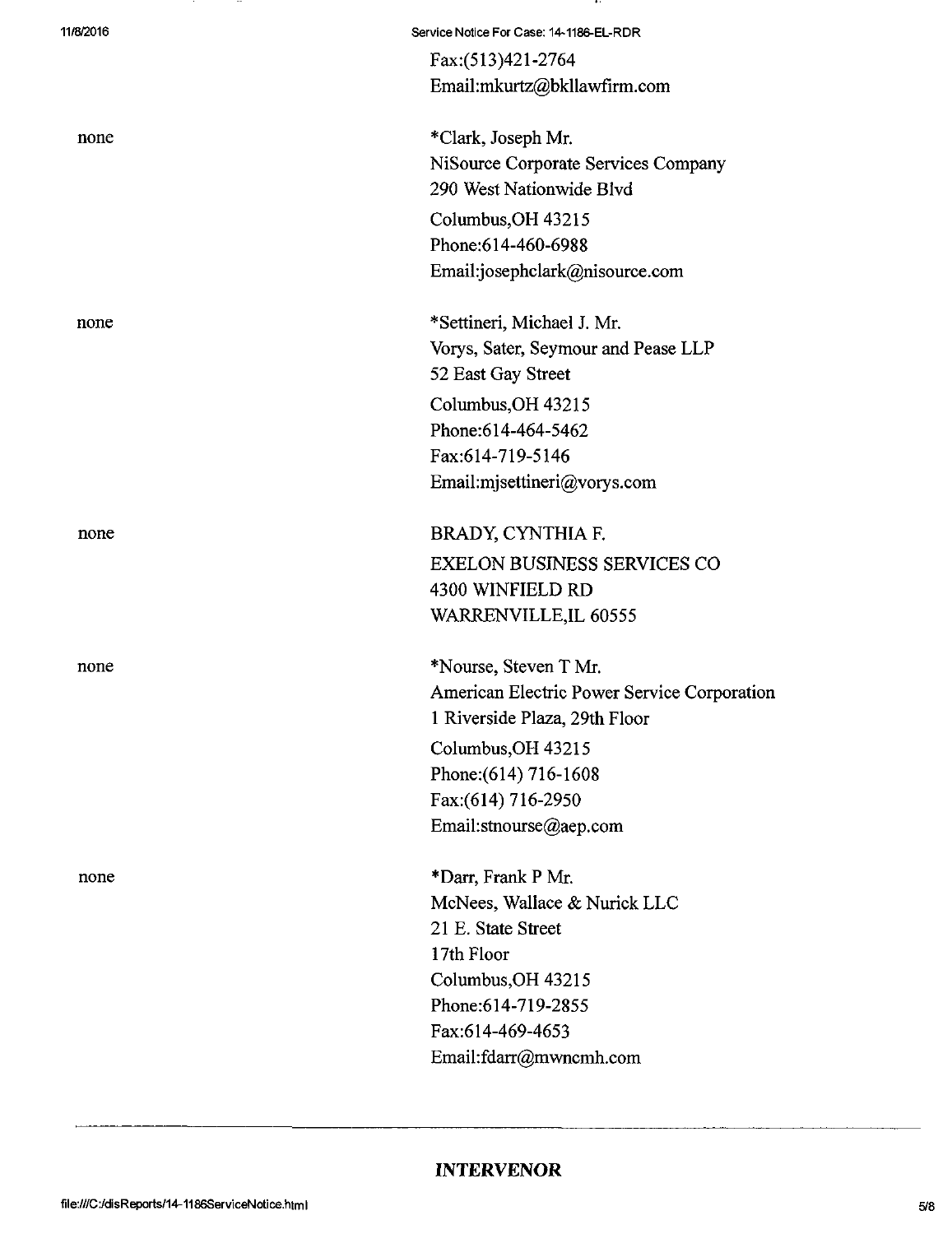Fax:(513)421-2764
Email:mkurtz@bkllawfirm.com

| | |
|---|---|
| none | *Clark, Joseph Mr.<br>NiSource Corporate Services Company<br>290 West Nationwide Blvd<br>Columbus,OH 43215<br>Phone:614-460-6988<br>Email:josephclark@nisource.com |
| none | *Settineri, Michael J. Mr.<br>Vorys, Sater, Seymour and Pease LLP<br>52 East Gay Street<br>Columbus,OH 43215<br>Phone:614-464-5462<br>Fax:614-719-5146<br>Email:mjsettineri@vorys.com |
| none | BRADY, CYNTHIA F.<br>EXELON BUSINESS SERVICES CO<br>4300 WINFIELD RD<br>WARRENVILLE,IL 60555 |
| none | *Nourse, Steven T Mr.<br>American Electric Power Service Corporation<br>1 Riverside Plaza, 29th Floor<br>Columbus,OH 43215<br>Phone:(614) 716-1608<br>Fax:(614) 716-2950<br>Email:stnourse@aep.com |
| none | *Darr, Frank P Mr.<br>McNees, Wallace & Nurick LLC<br>21 E. State Street<br>17th Floor<br>Columbus,OH 43215<br>Phone:614-719-2855<br>Fax:614-469-4653<br>Email:fdarr@mwncmh.com |

---

**INTERVENOR**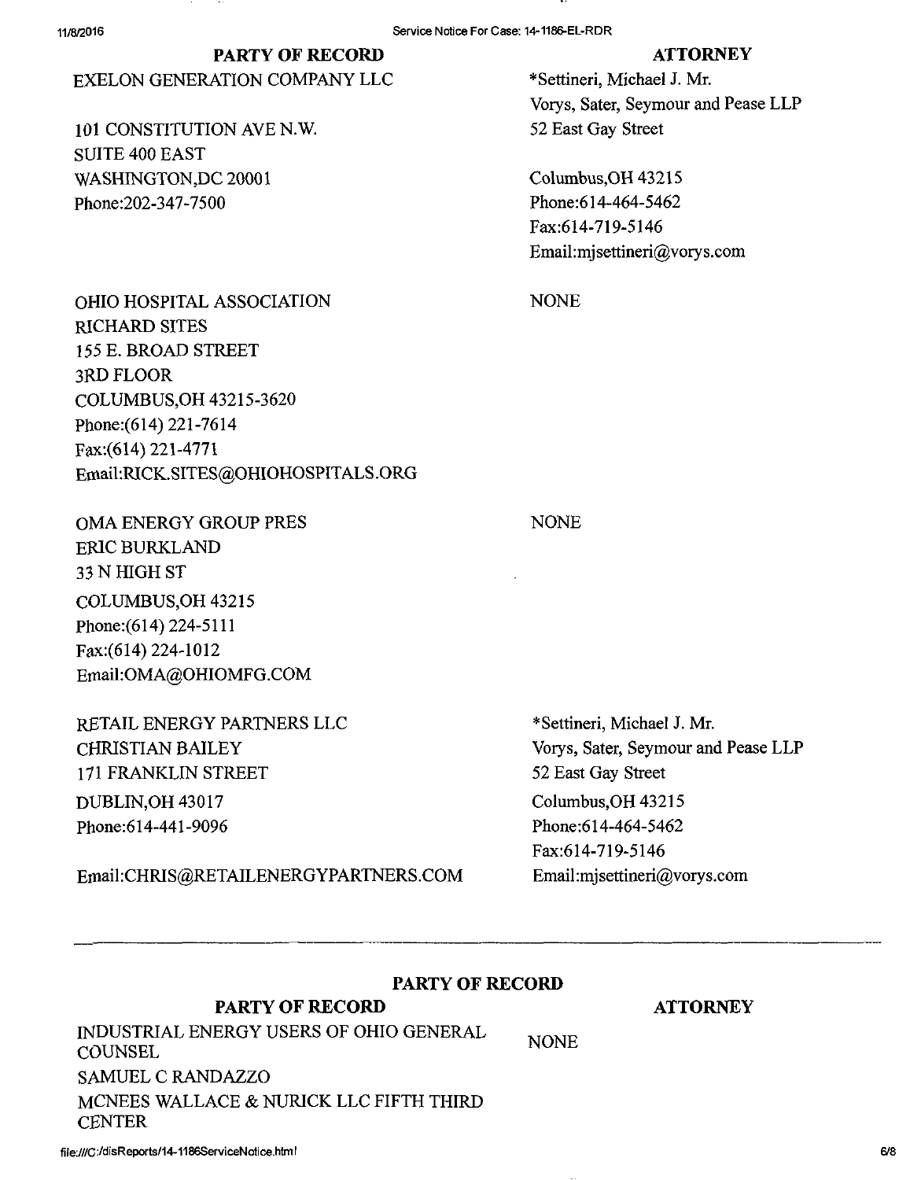| PARTY OF RECORD | ATTORNEY |
| --- | --- |
| EXELON GENERATION COMPANY LLC<br><br>101 CONSTITUTION AVE N.W.<br>SUITE 400 EAST<br>WASHINGTON,DC 20001<br>Phone:202-347-7500 | *Settineri, Michael J. Mr.<br>Vorys, Sater, Seymour and Pease LLP<br>52 East Gay Street<br><br>Columbus,OH 43215<br>Phone:614-464-5462<br>Fax:614-719-5146<br>Email:mjsettineri@vorys.com |
| OHIO HOSPITAL ASSOCIATION<br>RICHARD SITES<br>155 E. BROAD STREET<br>3RD FLOOR<br>COLUMBUS,OH 43215-3620<br>Phone:(614) 221-7614<br>Fax:(614) 221-4771<br>Email:RICK.SITES@OHIOHOSPITALS.ORG | NONE |
| OMA ENERGY GROUP PRES<br>ERIC BURKLAND<br>33 N HIGH ST<br>COLUMBUS,OH 43215<br>Phone:(614) 224-5111<br>Fax:(614) 224-1012<br>Email:OMA@OHIOMFG.COM | NONE |
| RETAIL ENERGY PARTNERS LLC<br>CHRISTIAN BAILEY<br>171 FRANKLIN STREET<br>DUBLIN,OH 43017<br>Phone:614-441-9096<br><br>Email:CHRIS@RETAILENERGYPARTNERS.COM | *Settineri, Michael J. Mr.<br>Vorys, Sater, Seymour and Pease LLP<br>52 East Gay Street<br>Columbus,OH 43215<br>Phone:614-464-5462<br>Fax:614-719-5146<br>Email:mjsettineri@vorys.com |

---

**PARTY OF RECORD**

| PARTY OF RECORD | ATTORNEY |
| --- | --- |
| INDUSTRIAL ENERGY USERS OF OHIO GENERAL COUNSEL<br>SAMUEL C RANDAZZO<br>MCNEES WALLACE & NURICK LLC FIFTH THIRD CENTER | NONE |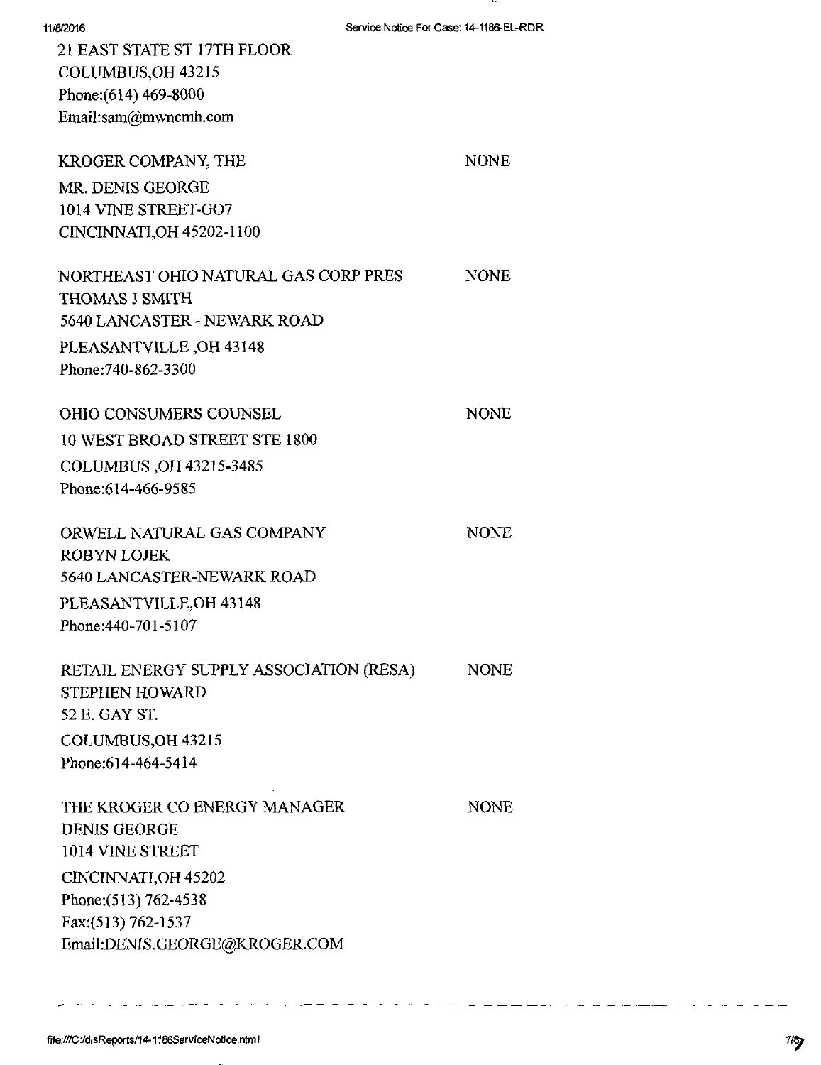21 EAST STATE ST 17TH FLOOR
COLUMBUS,OH 43215
Phone:(614) 469-8000
Email:sam@mwncmh.com

KROGER COMPANY, THE — NONE
MR. DENIS GEORGE
1014 VINE STREET-GO7
CINCINNATI,OH 45202-1100

NORTHEAST OHIO NATURAL GAS CORP PRES — NONE
THOMAS J SMITH
5640 LANCASTER - NEWARK ROAD
PLEASANTVILLE ,OH 43148
Phone:740-862-3300

OHIO CONSUMERS COUNSEL — NONE
10 WEST BROAD STREET STE 1800
COLUMBUS ,OH 43215-3485
Phone:614-466-9585

ORWELL NATURAL GAS COMPANY — NONE
ROBYN LOJEK
5640 LANCASTER-NEWARK ROAD
PLEASANTVILLE,OH 43148
Phone:440-701-5107

RETAIL ENERGY SUPPLY ASSOCIATION (RESA) — NONE
STEPHEN HOWARD
52 E. GAY ST.
COLUMBUS,OH 43215
Phone:614-464-5414

THE KROGER CO ENERGY MANAGER — NONE
DENIS GEORGE
1014 VINE STREET
CINCINNATI,OH 45202
Phone:(513) 762-4538
Fax:(513) 762-1537
Email:DENIS.GEORGE@KROGER.COM